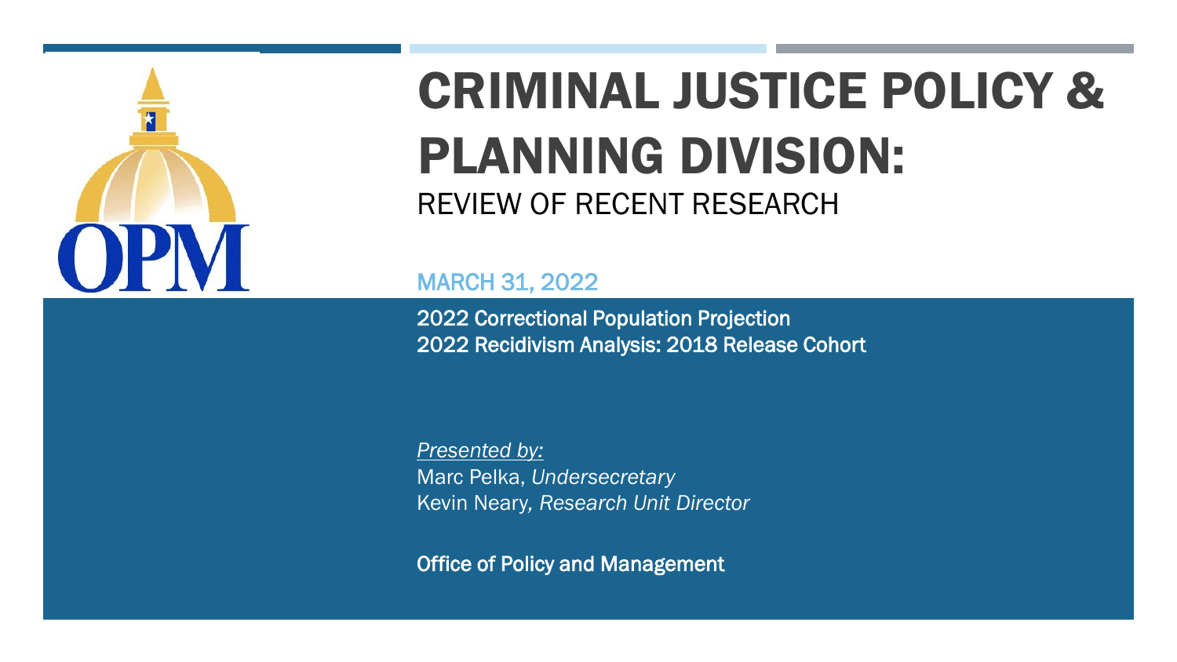# CRIMINAL JUSTICE POLICY & PLANNING DIVISION:

## REVIEW OF RECENT RESEARCH

MARCH 31, 2022

2022 Correctional Population Projection
2022 Recidivism Analysis: 2018 Release Cohort

*Presented by:*
Marc Pelka, *Undersecretary*
Kevin Neary*, Research Unit Director*

Office of Policy and Management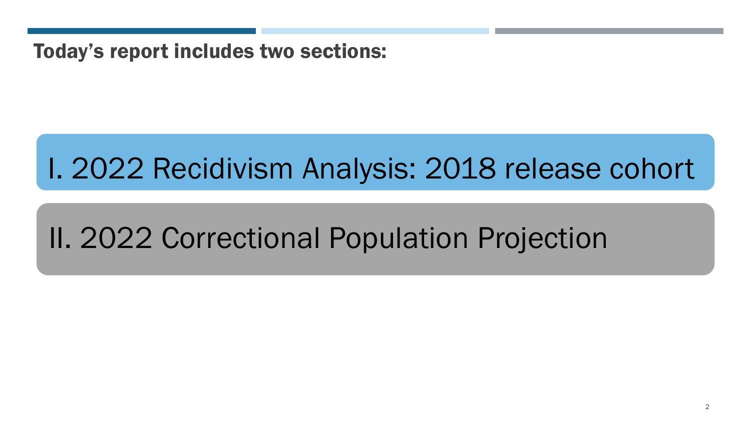## Today's report includes two sections:

I. 2022 Recidivism Analysis: 2018 release cohort

II. 2022 Correctional Population Projection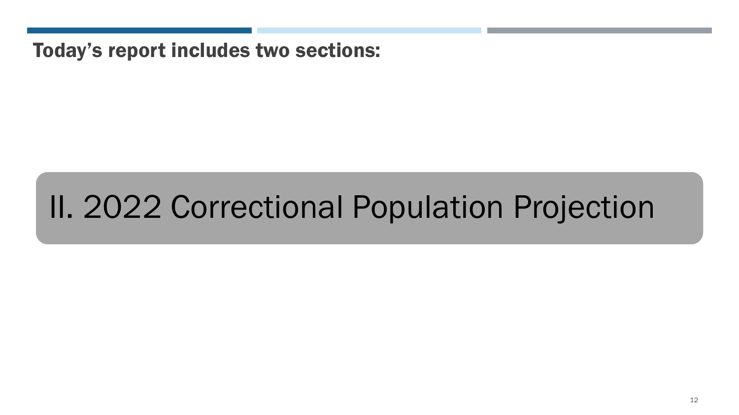**Today's report includes two sections:**

# II. 2022 Correctional Population Projection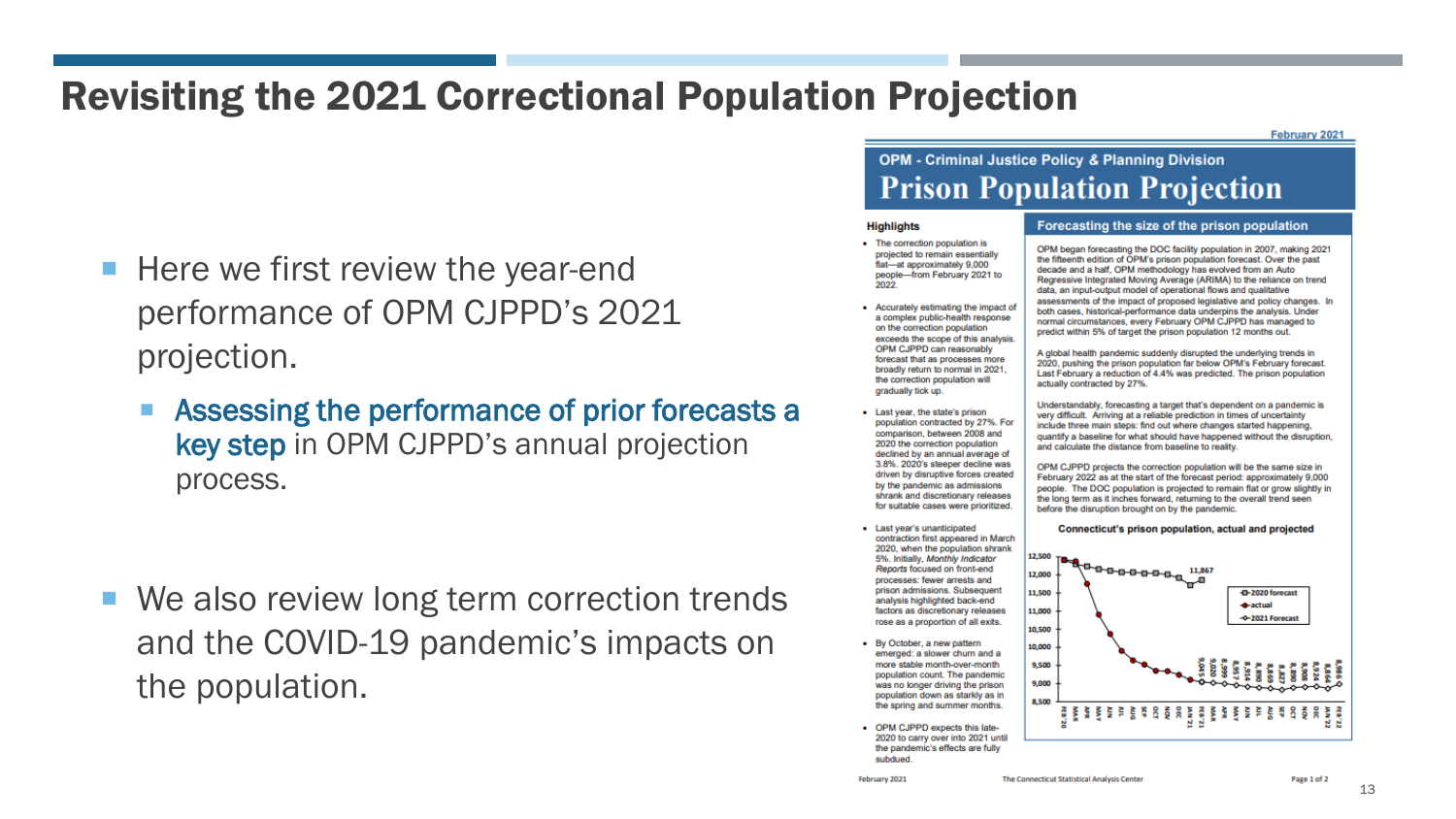# Revisiting the 2021 Correctional Population Projection

- Here we first review the year-end performance of OPM CJPPD's 2021 projection.
  - **Assessing the performance of prior forecasts a key step** in OPM CJPPD's annual projection process.
- We also review long term correction trends and the COVID-19 pandemic's impacts on the population.

February 2021

## OPM - Criminal Justice Policy & Planning Division

# Prison Population Projection

### Highlights

- The correction population is projected to remain essentially flat—at approximately 9,000 people—from February 2021 to 2022.
- Accurately estimating the impact of a complex public-health response on the correction population exceeds the scope of this analysis. OPM CJPPD can reasonably forecast that as processes more broadly return to normal in 2021, the correction population will gradually tick up.
- Last year, the state's prison population contracted by 27%. For comparison, between 2008 and 2020 the correction population declined by an annual average of 3.8%. 2020's steeper decline was driven by disruptive forces created by the pandemic as admissions shrank and discretionary releases for suitable cases were prioritized.
- Last year's unanticipated contraction first appeared in March 2020, when the population shrank 5%. Initially, *Monthly Indicator Reports* focused on front-end processes: fewer arrests and prison admissions. Subsequent analysis highlighted back-end factors as discretionary releases rose as a proportion of all exits.
- By October, a new pattern emerged: a slower churn and a more stable month-over-month population count. The pandemic was no longer driving the prison population down as starkly as in the spring and summer months.
- OPM CJPPD expects this late-2020 to carry over into 2021 until the pandemic's effects are fully subdued.

### Forecasting the size of the prison population

OPM began forecasting the DOC facility population in 2007, making 2021 the fifteenth edition of OPM's prison population forecast. Over the past decade and a half, OPM methodology has evolved from an Auto Regressive Integrated Moving Average (ARIMA) to the reliance on trend data, an input-output model of operational flows and qualitative assessments of the impact of proposed legislative and policy changes. In both cases, historical-performance data underpins the analysis. Under normal circumstances, every February OPM CJPPD has managed to predict within 5% of target the prison population 12 months out.

A global health pandemic suddenly disrupted the underlying trends in 2020, pushing the prison population far below OPM's February forecast. Last February a reduction of 4.4% was predicted. The prison population actually contracted by 27%.

Understandably, forecasting a target that's dependent on a pandemic is very difficult. Arriving at a reliable prediction in times of uncertainty include three main steps: find out where changes started happening, quantify a baseline for what should have happened without the disruption, and calculate the distance from baseline to reality.

OPM CJPPD projects the correction population will be the same size in February 2022 as at the start of the forecast period: approximately 9,000 people. The DOC population is projected to remain flat or grow slightly in the long term as it inches forward, returning to the overall trend seen before the disruption brought on by the pandemic.

**Connecticut's prison population, actual and projected**

Legend: 2020 forecast; actual; 2021 Forecast

Labeled values: 11,867; 9,045; 9,020; 8,999; 8,957; 8,914; 8,898; 8,868; 8,827; 8,866; 8,898; 8,924; 8,864; 8,986

X-axis: FEB '20, MAR, APR, MAY, JUN, JUL, AUG, SEP, OCT, NOV, DEC, JAN '21, FEB '21, MAR, APR, MAY, JUN, JUL, AUG, SEP, OCT, NOV, DEC, JAN '22, FEB '22

Y-axis: 8,500 – 12,500

February 2021 — The Connecticut Statistical Analysis Center — Page 1 of 2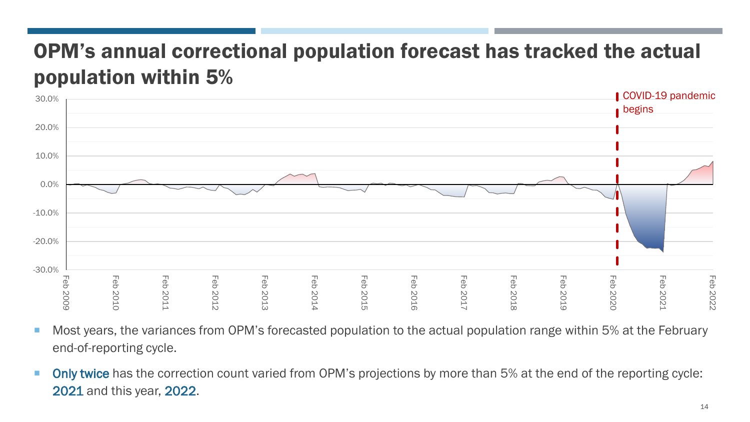# OPM's annual correctional population forecast has tracked the actual population within 5%

30.0%
20.0%
10.0%
0.0%
-10.0%
-20.0%
-30.0%

COVID-19 pandemic begins

Feb 2009 Feb 2010 Feb 2011 Feb 2012 Feb 2013 Feb 2014 Feb 2015 Feb 2016 Feb 2017 Feb 2018 Feb 2019 Feb 2020 Feb 2021 Feb 2022

- Most years, the variances from OPM's forecasted population to the actual population range within 5% at the February end-of-reporting cycle.
- Only twice has the correction count varied from OPM's projections by more than 5% at the end of the reporting cycle: 2021 and this year, 2022.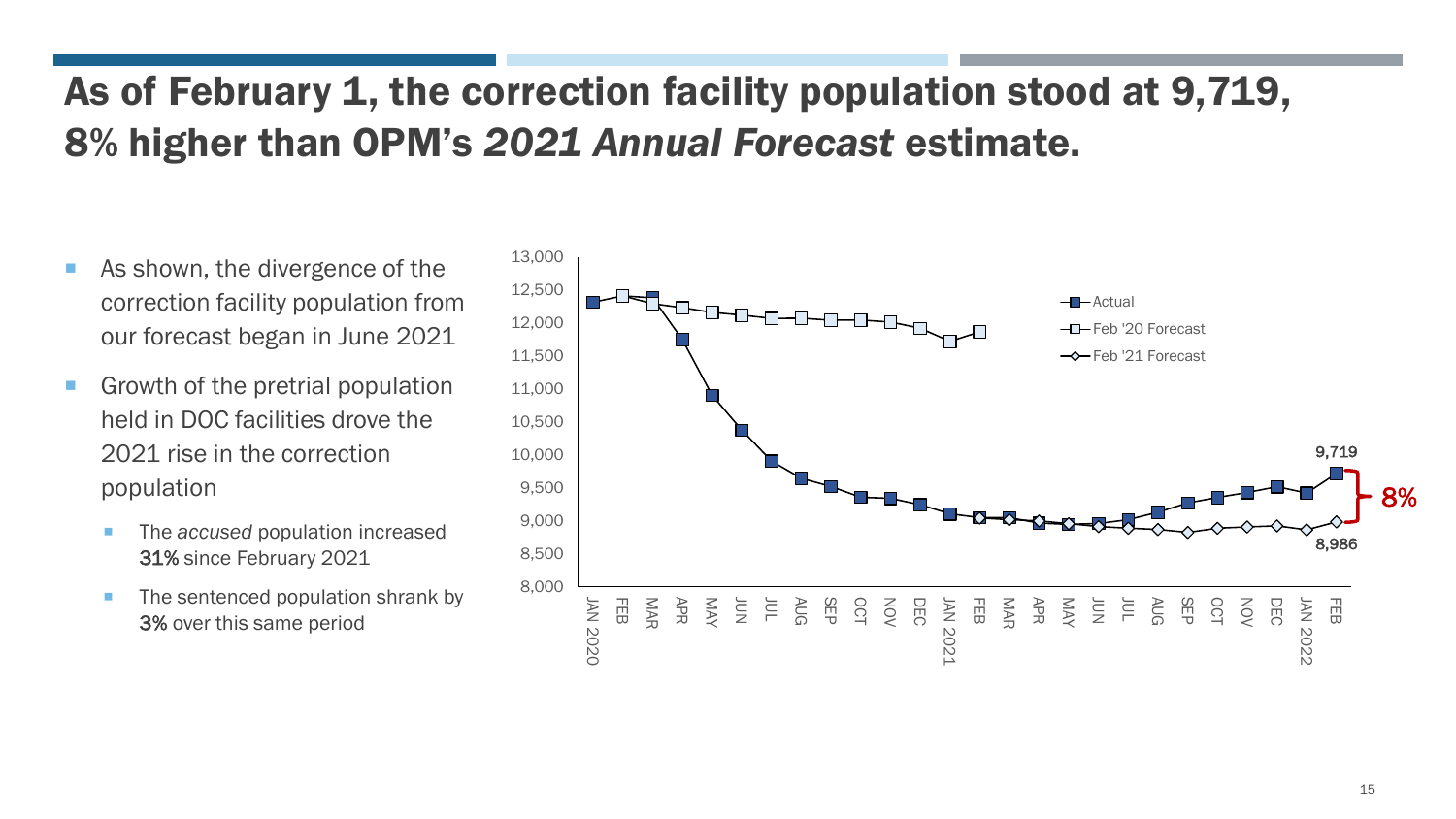# As of February 1, the correction facility population stood at 9,719, 8% higher than OPM's *2021 Annual Forecast* estimate.

- As shown, the divergence of the correction facility population from our forecast began in June 2021
- Growth of the pretrial population held in DOC facilities drove the 2021 rise in the correction population
  - The *accused* population increased **31%** since February 2021
  - The sentenced population shrank by **3%** over this same period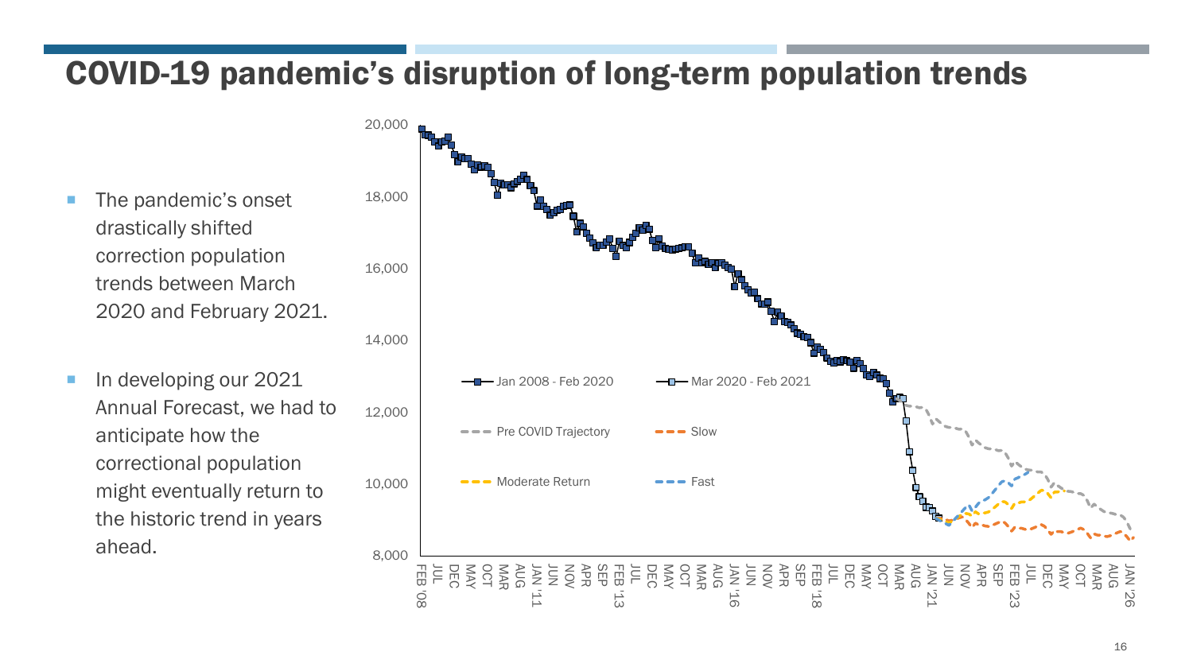# COVID-19 pandemic's disruption of long-term population trends

- The pandemic's onset drastically shifted correction population trends between March 2020 and February 2021.
- In developing our 2021 Annual Forecast, we had to anticipate how the correctional population might eventually return to the historic trend in years ahead.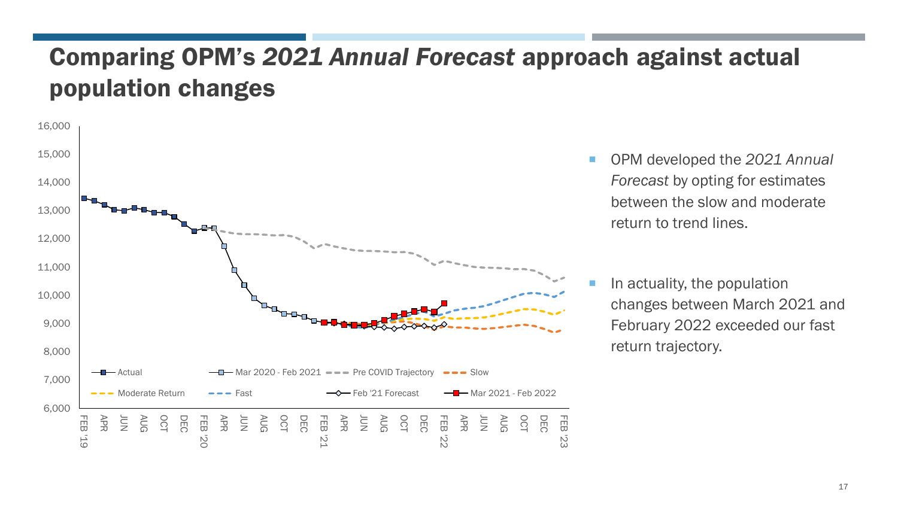# Comparing OPM's *2021 Annual Forecast* approach against actual population changes

- OPM developed the *2021 Annual Forecast* by opting for estimates between the slow and moderate return to trend lines.
- In actuality, the population changes between March 2021 and February 2022 exceeded our fast return trajectory.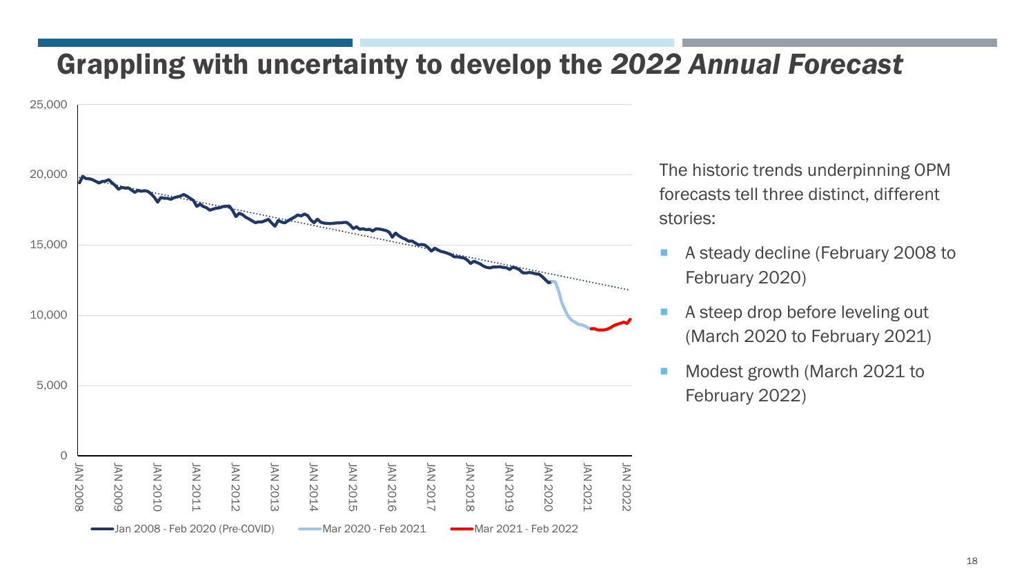# Grappling with uncertainty to develop the *2022 Annual Forecast*

The historic trends underpinning OPM forecasts tell three distinct, different stories:

- A steady decline (February 2008 to February 2020)
- A steep drop before leveling out (March 2020 to February 2021)
- Modest growth (March 2021 to February 2022)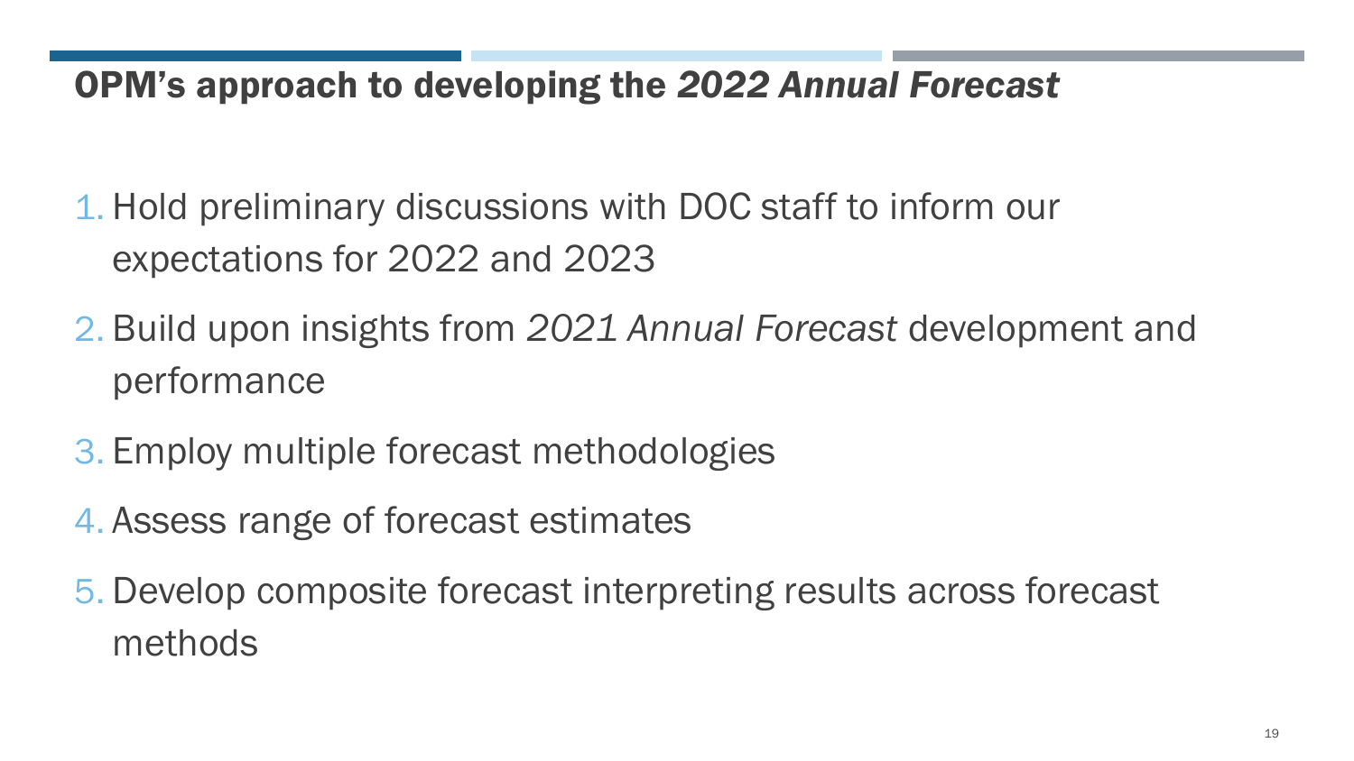# OPM's approach to developing the *2022 Annual Forecast*

1. Hold preliminary discussions with DOC staff to inform our expectations for 2022 and 2023
2. Build upon insights from *2021 Annual Forecast* development and performance
3. Employ multiple forecast methodologies
4. Assess range of forecast estimates
5. Develop composite forecast interpreting results across forecast methods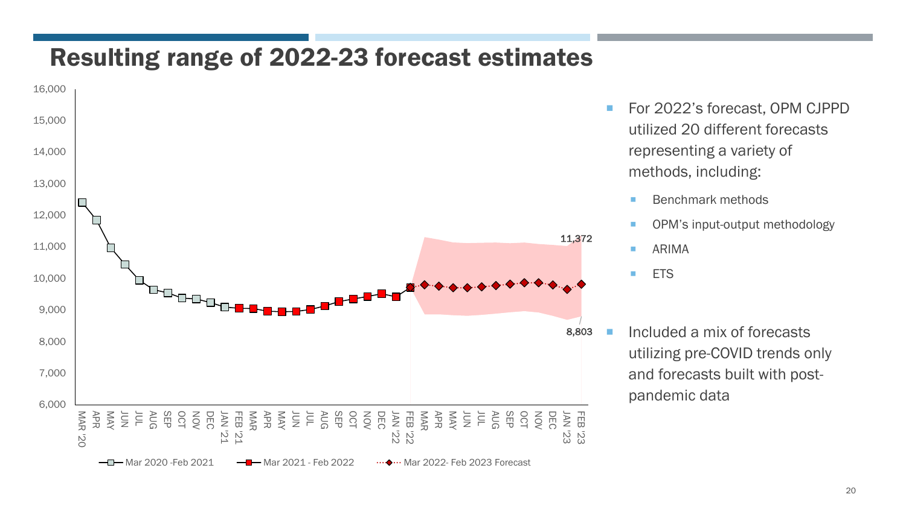# Resulting range of 2022-23 forecast estimates

16,000
15,000
14,000
13,000
12,000
11,000
10,000
9,000
8,000
7,000
6,000

MAR '20 APR MAY JUN JUL AUG SEP OCT NOV DEC JAN '21 FEB '21 MAR APR MAY JUN JUL AUG SEP OCT NOV DEC JAN '22 FEB '22 MAR APR MAY JUN JUL AUG SEP OCT NOV DEC JAN '23 FEB '23

11,372

8,803

Mar 2020 -Feb 2021 — Mar 2021 - Feb 2022 — Mar 2022- Feb 2023 Forecast

- For 2022's forecast, OPM CJPPD utilized 20 different forecasts representing a variety of methods, including:
  - Benchmark methods
  - OPM's input-output methodology
  - ARIMA
  - ETS
- Included a mix of forecasts utilizing pre-COVID trends only and forecasts built with post-pandemic data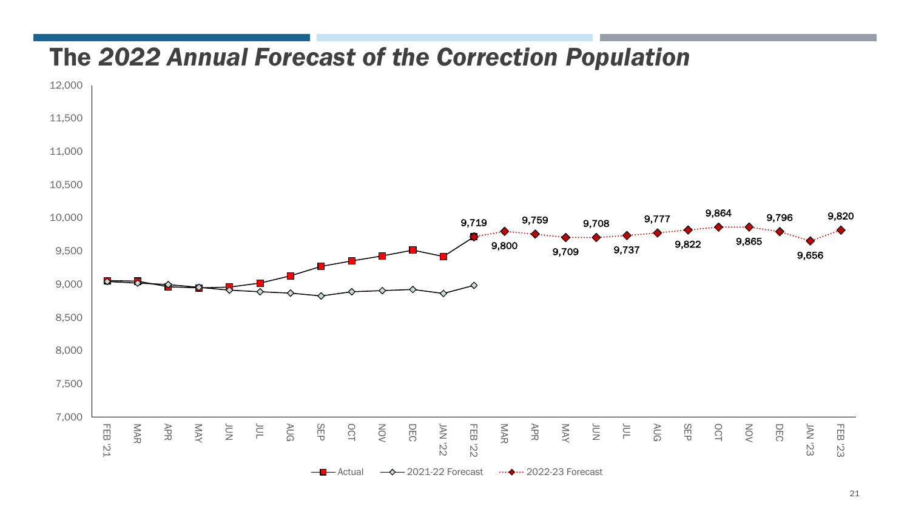# The *2022 Annual Forecast of the Correction Population*

| Month | Actual | 2021-22 Forecast | 2022-23 Forecast |
|---|---|---|---|
| FEB '21 | | | |
| MAR | | | |
| APR | | | |
| MAY | | | |
| JUN | | | |
| JUL | | | |
| AUG | | | |
| SEP | | | |
| OCT | | | |
| NOV | | | |
| DEC | | | |
| JAN '22 | | | |
| FEB '22 | | | 9,719 |
| MAR | | | 9,800 |
| APR | | | 9,759 |
| MAY | | | 9,709 |
| JUN | | | 9,708 |
| JUL | | | 9,737 |
| AUG | | | 9,777 |
| SEP | | | 9,822 |
| OCT | | | 9,864 |
| NOV | | | 9,865 |
| DEC | | | 9,796 |
| JAN '23 | | | 9,656 |
| FEB '23 | | | 9,820 |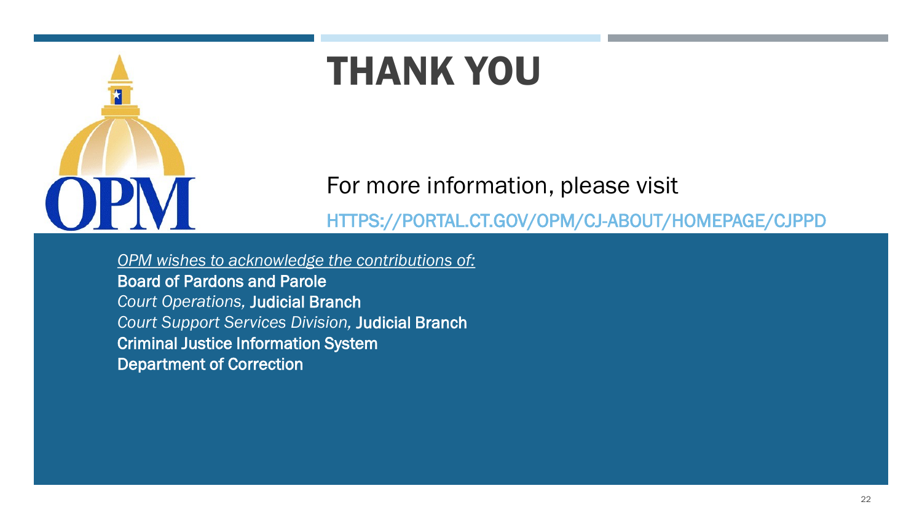# THANK YOU

For more information, please visit

HTTPS://PORTAL.CT.GOV/OPM/CJ-ABOUT/HOMEPAGE/CJPPD

*OPM wishes to acknowledge the contributions of:*

Board of Pardons and Parole

*Court Operations,* Judicial Branch

*Court Support Services Division,* Judicial Branch

Criminal Justice Information System

Department of Correction